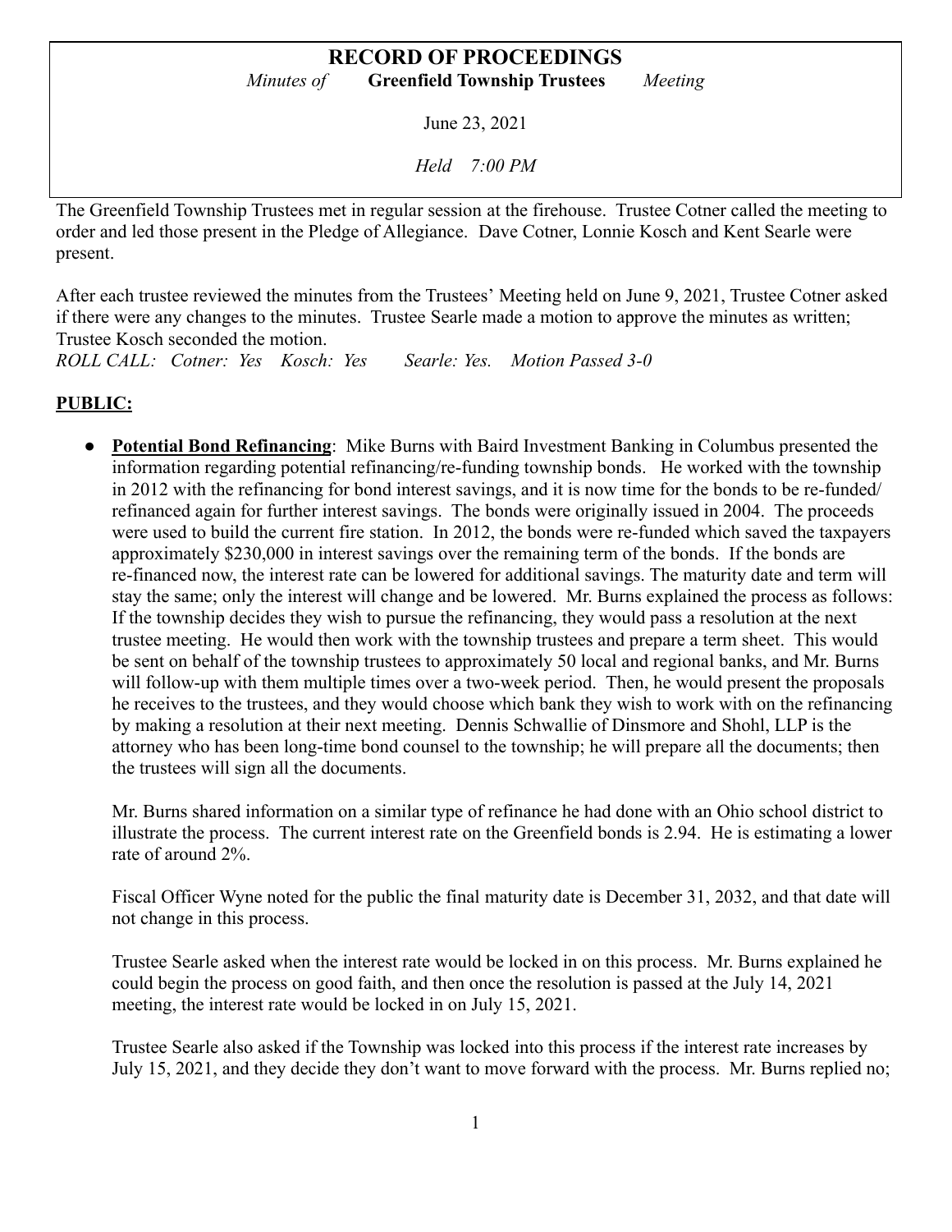# RECORD OF PROCEEDINGS

*Minutes of* **Greenfield Township Trustees** *Meeting*

June 23, 2021

*Held 7:00 PM*

The Greenfield Township Trustees met in regular session at the firehouse. Trustee Cotner called the meeting to order and led those present in the Pledge of Allegiance. Dave Cotner, Lonnie Kosch and Kent Searle were present.

After each trustee reviewed the minutes from the Trustees' Meeting held on June 9, 2021, Trustee Cotner asked if there were any changes to the minutes. Trustee Searle made a motion to approve the minutes as written; Trustee Kosch seconded the motion.

*ROLL CALL: Cotner: Yes Kosch: Yes Searle: Yes. Motion Passed 3-0*

## PUBLIC:

- **Potential Bond Refinancing**: Mike Burns with Baird Investment Banking in Columbus presented the information regarding potential refinancing/re-funding township bonds. He worked with the township in 2012 with the refinancing for bond interest savings, and it is now time for the bonds to be re-funded/ refinanced again for further interest savings. The bonds were originally issued in 2004. The proceeds were used to build the current fire station. In 2012, the bonds were re-funded which saved the taxpayers approximately $230,000 in interest savings over the remaining term of the bonds. If the bonds are re-financed now, the interest rate can be lowered for additional savings. The maturity date and term will stay the same; only the interest will change and be lowered. Mr. Burns explained the process as follows: If the township decides they wish to pursue the refinancing, they would pass a resolution at the next trustee meeting. He would then work with the township trustees and prepare a term sheet. This would be sent on behalf of the township trustees to approximately 50 local and regional banks, and Mr. Burns will follow-up with them multiple times over a two-week period. Then, he would present the proposals he receives to the trustees, and they would choose which bank they wish to work with on the refinancing by making a resolution at their next meeting. Dennis Schwallie of Dinsmore and Shohl, LLP is the attorney who has been long-time bond counsel to the township; he will prepare all the documents; then the trustees will sign all the documents.

  Mr. Burns shared information on a similar type of refinance he had done with an Ohio school district to illustrate the process. The current interest rate on the Greenfield bonds is 2.94. He is estimating a lower rate of around 2%.

  Fiscal Officer Wyne noted for the public the final maturity date is December 31, 2032, and that date will not change in this process.

  Trustee Searle asked when the interest rate would be locked in on this process. Mr. Burns explained he could begin the process on good faith, and then once the resolution is passed at the July 14, 2021 meeting, the interest rate would be locked in on July 15, 2021.

  Trustee Searle also asked if the Township was locked into this process if the interest rate increases by July 15, 2021, and they decide they don't want to move forward with the process. Mr. Burns replied no;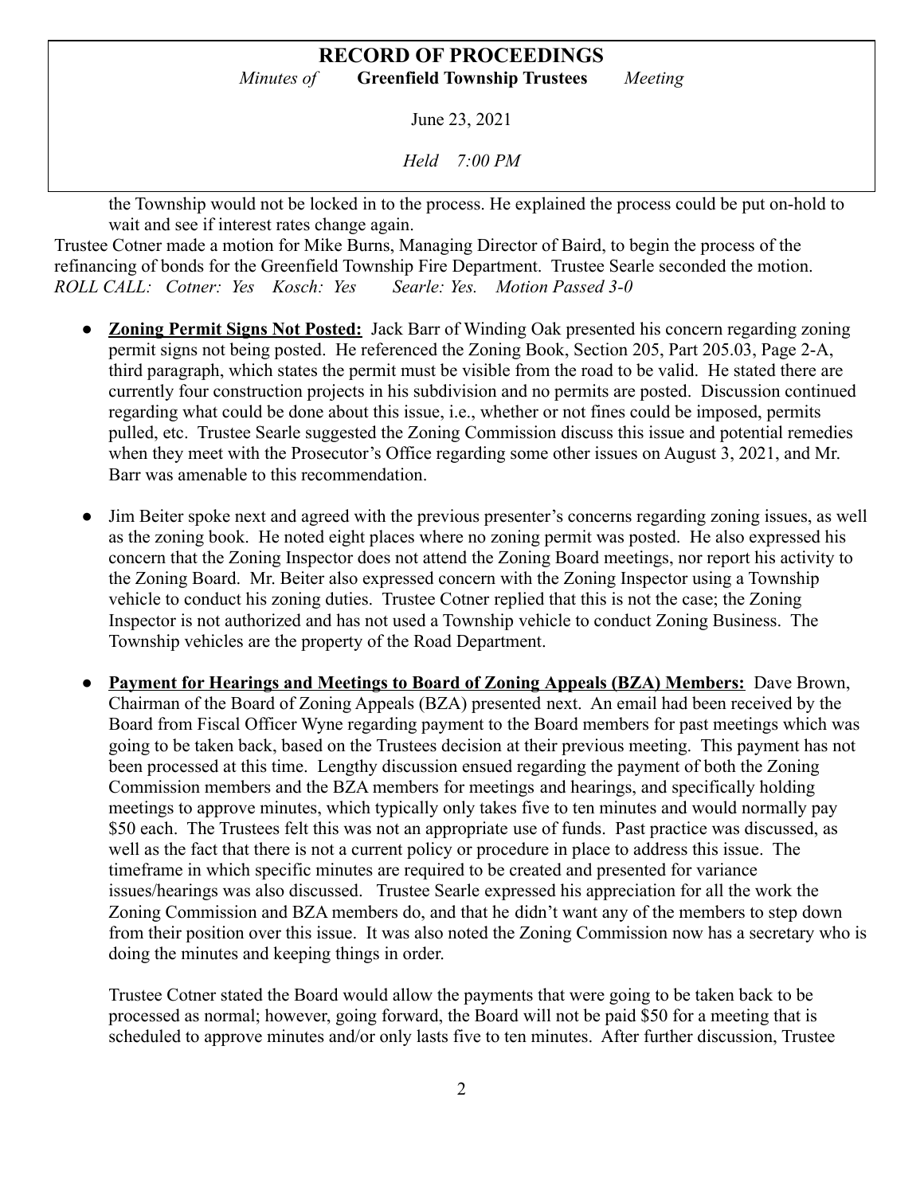the Township would not be locked in to the process. He explained the process could be put on-hold to wait and see if interest rates change again.

Trustee Cotner made a motion for Mike Burns, Managing Director of Baird, to begin the process of the refinancing of bonds for the Greenfield Township Fire Department. Trustee Searle seconded the motion.
*ROLL CALL: Cotner: Yes Kosch: Yes Searle: Yes. Motion Passed 3-0*

- **Zoning Permit Signs Not Posted:** Jack Barr of Winding Oak presented his concern regarding zoning permit signs not being posted. He referenced the Zoning Book, Section 205, Part 205.03, Page 2-A, third paragraph, which states the permit must be visible from the road to be valid. He stated there are currently four construction projects in his subdivision and no permits are posted. Discussion continued regarding what could be done about this issue, i.e., whether or not fines could be imposed, permits pulled, etc. Trustee Searle suggested the Zoning Commission discuss this issue and potential remedies when they meet with the Prosecutor's Office regarding some other issues on August 3, 2021, and Mr. Barr was amenable to this recommendation.

- Jim Beiter spoke next and agreed with the previous presenter's concerns regarding zoning issues, as well as the zoning book. He noted eight places where no zoning permit was posted. He also expressed his concern that the Zoning Inspector does not attend the Zoning Board meetings, nor report his activity to the Zoning Board. Mr. Beiter also expressed concern with the Zoning Inspector using a Township vehicle to conduct his zoning duties. Trustee Cotner replied that this is not the case; the Zoning Inspector is not authorized and has not used a Township vehicle to conduct Zoning Business. The Township vehicles are the property of the Road Department.

- **Payment for Hearings and Meetings to Board of Zoning Appeals (BZA) Members:** Dave Brown, Chairman of the Board of Zoning Appeals (BZA) presented next. An email had been received by the Board from Fiscal Officer Wyne regarding payment to the Board members for past meetings which was going to be taken back, based on the Trustees decision at their previous meeting. This payment has not been processed at this time. Lengthy discussion ensued regarding the payment of both the Zoning Commission members and the BZA members for meetings and hearings, and specifically holding meetings to approve minutes, which typically only takes five to ten minutes and would normally pay $50 each. The Trustees felt this was not an appropriate use of funds. Past practice was discussed, as well as the fact that there is not a current policy or procedure in place to address this issue. The timeframe in which specific minutes are required to be created and presented for variance issues/hearings was also discussed. Trustee Searle expressed his appreciation for all the work the Zoning Commission and BZA members do, and that he didn't want any of the members to step down from their position over this issue. It was also noted the Zoning Commission now has a secretary who is doing the minutes and keeping things in order.

  Trustee Cotner stated the Board would allow the payments that were going to be taken back to be processed as normal; however, going forward, the Board will not be paid $50 for a meeting that is scheduled to approve minutes and/or only lasts five to ten minutes. After further discussion, Trustee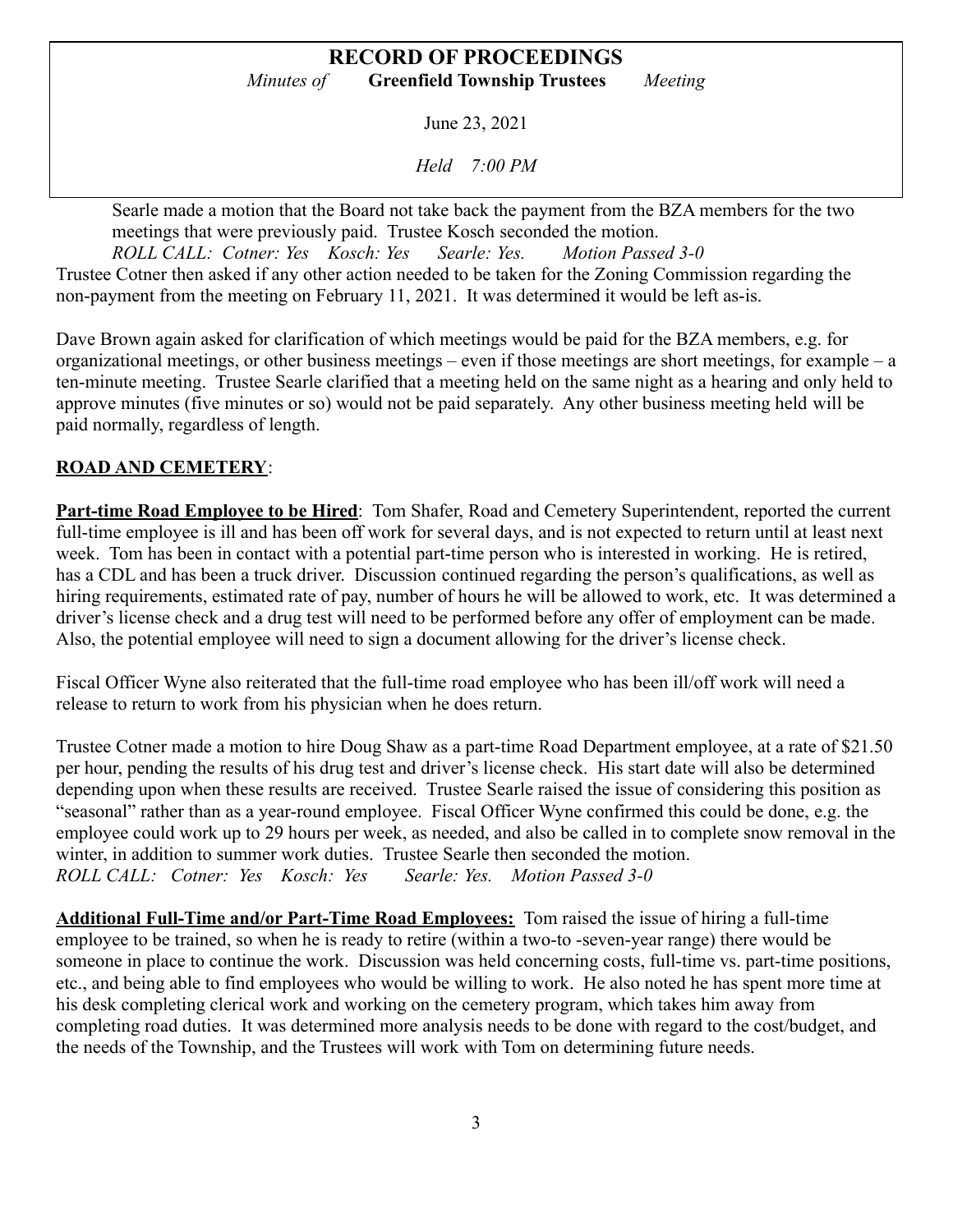Searle made a motion that the Board not take back the payment from the BZA members for the two meetings that were previously paid. Trustee Kosch seconded the motion.

*ROLL CALL: Cotner: Yes Kosch: Yes Searle: Yes. Motion Passed 3-0*

Trustee Cotner then asked if any other action needed to be taken for the Zoning Commission regarding the non-payment from the meeting on February 11, 2021. It was determined it would be left as-is.

Dave Brown again asked for clarification of which meetings would be paid for the BZA members, e.g. for organizational meetings, or other business meetings – even if those meetings are short meetings, for example – a ten-minute meeting. Trustee Searle clarified that a meeting held on the same night as a hearing and only held to approve minutes (five minutes or so) would not be paid separately. Any other business meeting held will be paid normally, regardless of length.

**ROAD AND CEMETERY**:

**Part-time Road Employee to be Hired**: Tom Shafer, Road and Cemetery Superintendent, reported the current full-time employee is ill and has been off work for several days, and is not expected to return until at least next week. Tom has been in contact with a potential part-time person who is interested in working. He is retired, has a CDL and has been a truck driver. Discussion continued regarding the person's qualifications, as well as hiring requirements, estimated rate of pay, number of hours he will be allowed to work, etc. It was determined a driver's license check and a drug test will need to be performed before any offer of employment can be made. Also, the potential employee will need to sign a document allowing for the driver's license check.

Fiscal Officer Wyne also reiterated that the full-time road employee who has been ill/off work will need a release to return to work from his physician when he does return.

Trustee Cotner made a motion to hire Doug Shaw as a part-time Road Department employee, at a rate of $21.50 per hour, pending the results of his drug test and driver's license check. His start date will also be determined depending upon when these results are received. Trustee Searle raised the issue of considering this position as "seasonal" rather than as a year-round employee. Fiscal Officer Wyne confirmed this could be done, e.g. the employee could work up to 29 hours per week, as needed, and also be called in to complete snow removal in the winter, in addition to summer work duties. Trustee Searle then seconded the motion.

*ROLL CALL: Cotner: Yes Kosch: Yes Searle: Yes. Motion Passed 3-0*

**Additional Full-Time and/or Part-Time Road Employees:** Tom raised the issue of hiring a full-time employee to be trained, so when he is ready to retire (within a two-to -seven-year range) there would be someone in place to continue the work. Discussion was held concerning costs, full-time vs. part-time positions, etc., and being able to find employees who would be willing to work. He also noted he has spent more time at his desk completing clerical work and working on the cemetery program, which takes him away from completing road duties. It was determined more analysis needs to be done with regard to the cost/budget, and the needs of the Township, and the Trustees will work with Tom on determining future needs.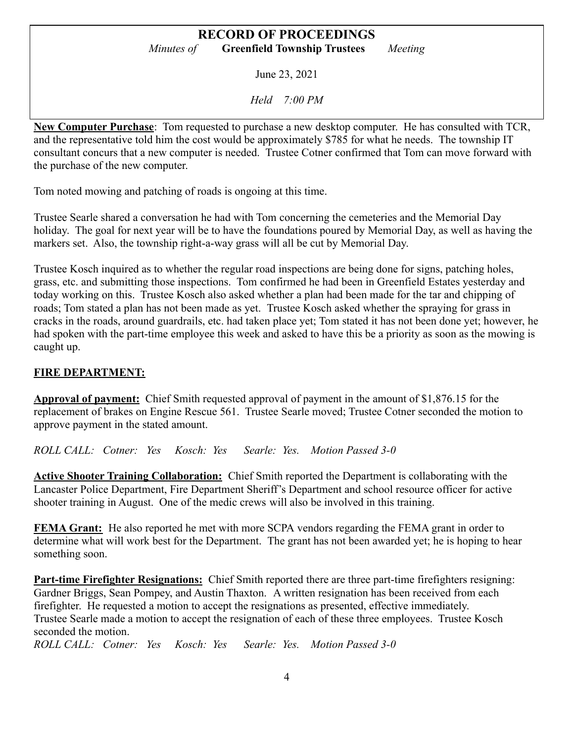**New Computer Purchase**: Tom requested to purchase a new desktop computer. He has consulted with TCR, and the representative told him the cost would be approximately $785 for what he needs. The township IT consultant concurs that a new computer is needed. Trustee Cotner confirmed that Tom can move forward with the purchase of the new computer.

Tom noted mowing and patching of roads is ongoing at this time.

Trustee Searle shared a conversation he had with Tom concerning the cemeteries and the Memorial Day holiday. The goal for next year will be to have the foundations poured by Memorial Day, as well as having the markers set. Also, the township right-a-way grass will all be cut by Memorial Day.

Trustee Kosch inquired as to whether the regular road inspections are being done for signs, patching holes, grass, etc. and submitting those inspections. Tom confirmed he had been in Greenfield Estates yesterday and today working on this. Trustee Kosch also asked whether a plan had been made for the tar and chipping of roads; Tom stated a plan has not been made as yet. Trustee Kosch asked whether the spraying for grass in cracks in the roads, around guardrails, etc. had taken place yet; Tom stated it has not been done yet; however, he had spoken with the part-time employee this week and asked to have this be a priority as soon as the mowing is caught up.

## FIRE DEPARTMENT:

**Approval of payment:** Chief Smith requested approval of payment in the amount of $1,876.15 for the replacement of brakes on Engine Rescue 561. Trustee Searle moved; Trustee Cotner seconded the motion to approve payment in the stated amount.

*ROLL CALL: Cotner: Yes Kosch: Yes Searle: Yes. Motion Passed 3-0*

**Active Shooter Training Collaboration:** Chief Smith reported the Department is collaborating with the Lancaster Police Department, Fire Department Sheriff's Department and school resource officer for active shooter training in August. One of the medic crews will also be involved in this training.

**FEMA Grant:** He also reported he met with more SCPA vendors regarding the FEMA grant in order to determine what will work best for the Department. The grant has not been awarded yet; he is hoping to hear something soon.

**Part-time Firefighter Resignations:** Chief Smith reported there are three part-time firefighters resigning: Gardner Briggs, Sean Pompey, and Austin Thaxton. A written resignation has been received from each firefighter. He requested a motion to accept the resignations as presented, effective immediately. Trustee Searle made a motion to accept the resignation of each of these three employees. Trustee Kosch seconded the motion.

*ROLL CALL: Cotner: Yes Kosch: Yes Searle: Yes. Motion Passed 3-0*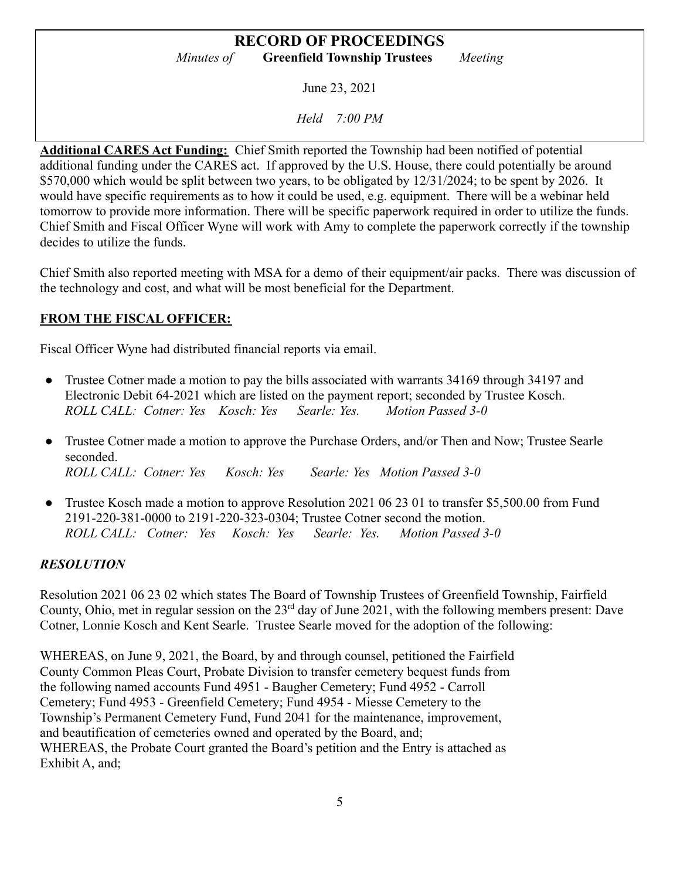**Additional CARES Act Funding:** Chief Smith reported the Township had been notified of potential additional funding under the CARES act. If approved by the U.S. House, there could potentially be around $570,000 which would be split between two years, to be obligated by 12/31/2024; to be spent by 2026. It would have specific requirements as to how it could be used, e.g. equipment. There will be a webinar held tomorrow to provide more information. There will be specific paperwork required in order to utilize the funds. Chief Smith and Fiscal Officer Wyne will work with Amy to complete the paperwork correctly if the township decides to utilize the funds.

Chief Smith also reported meeting with MSA for a demo of their equipment/air packs. There was discussion of the technology and cost, and what will be most beneficial for the Department.

## FROM THE FISCAL OFFICER:

Fiscal Officer Wyne had distributed financial reports via email.

- Trustee Cotner made a motion to pay the bills associated with warrants 34169 through 34197 and Electronic Debit 64-2021 which are listed on the payment report; seconded by Trustee Kosch.
  *ROLL CALL: Cotner: Yes Kosch: Yes Searle: Yes. Motion Passed 3-0*

- Trustee Cotner made a motion to approve the Purchase Orders, and/or Then and Now; Trustee Searle seconded.
  *ROLL CALL: Cotner: Yes Kosch: Yes Searle: Yes Motion Passed 3-0*

- Trustee Kosch made a motion to approve Resolution 2021 06 23 01 to transfer $5,500.00 from Fund 2191-220-381-0000 to 2191-220-323-0304; Trustee Cotner second the motion.
  *ROLL CALL: Cotner: Yes Kosch: Yes Searle: Yes. Motion Passed 3-0*

## *RESOLUTION*

Resolution 2021 06 23 02 which states The Board of Township Trustees of Greenfield Township, Fairfield County, Ohio, met in regular session on the 23rd day of June 2021, with the following members present: Dave Cotner, Lonnie Kosch and Kent Searle. Trustee Searle moved for the adoption of the following:

WHEREAS, on June 9, 2021, the Board, by and through counsel, petitioned the Fairfield County Common Pleas Court, Probate Division to transfer cemetery bequest funds from the following named accounts Fund 4951 - Baugher Cemetery; Fund 4952 - Carroll Cemetery; Fund 4953 - Greenfield Cemetery; Fund 4954 - Miesse Cemetery to the Township's Permanent Cemetery Fund, Fund 2041 for the maintenance, improvement, and beautification of cemeteries owned and operated by the Board, and;
WHEREAS, the Probate Court granted the Board's petition and the Entry is attached as Exhibit A, and;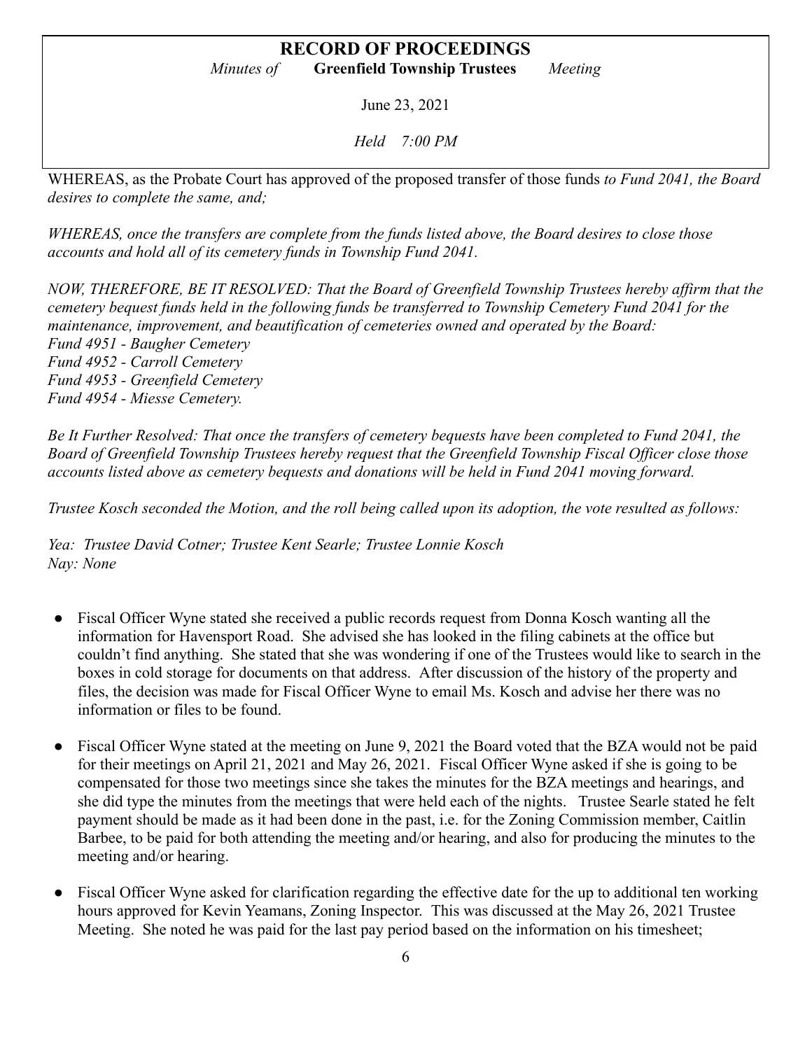WHEREAS, as the Probate Court has approved of the proposed transfer of those funds *to Fund 2041, the Board desires to complete the same, and;*

*WHEREAS, once the transfers are complete from the funds listed above, the Board desires to close those accounts and hold all of its cemetery funds in Township Fund 2041.*

*NOW, THEREFORE, BE IT RESOLVED: That the Board of Greenfield Township Trustees hereby affirm that the cemetery bequest funds held in the following funds be transferred to Township Cemetery Fund 2041 for the maintenance, improvement, and beautification of cemeteries owned and operated by the Board:*
*Fund 4951 - Baugher Cemetery*
*Fund 4952 - Carroll Cemetery*
*Fund 4953 - Greenfield Cemetery*
*Fund 4954 - Miesse Cemetery.*

*Be It Further Resolved: That once the transfers of cemetery bequests have been completed to Fund 2041, the Board of Greenfield Township Trustees hereby request that the Greenfield Township Fiscal Officer close those accounts listed above as cemetery bequests and donations will be held in Fund 2041 moving forward.*

*Trustee Kosch seconded the Motion, and the roll being called upon its adoption, the vote resulted as follows:*

*Yea: Trustee David Cotner; Trustee Kent Searle; Trustee Lonnie Kosch*
*Nay: None*

- Fiscal Officer Wyne stated she received a public records request from Donna Kosch wanting all the information for Havensport Road. She advised she has looked in the filing cabinets at the office but couldn't find anything. She stated that she was wondering if one of the Trustees would like to search in the boxes in cold storage for documents on that address. After discussion of the history of the property and files, the decision was made for Fiscal Officer Wyne to email Ms. Kosch and advise her there was no information or files to be found.

- Fiscal Officer Wyne stated at the meeting on June 9, 2021 the Board voted that the BZA would not be paid for their meetings on April 21, 2021 and May 26, 2021. Fiscal Officer Wyne asked if she is going to be compensated for those two meetings since she takes the minutes for the BZA meetings and hearings, and she did type the minutes from the meetings that were held each of the nights. Trustee Searle stated he felt payment should be made as it had been done in the past, i.e. for the Zoning Commission member, Caitlin Barbee, to be paid for both attending the meeting and/or hearing, and also for producing the minutes to the meeting and/or hearing.

- Fiscal Officer Wyne asked for clarification regarding the effective date for the up to additional ten working hours approved for Kevin Yeamans, Zoning Inspector. This was discussed at the May 26, 2021 Trustee Meeting. She noted he was paid for the last pay period based on the information on his timesheet;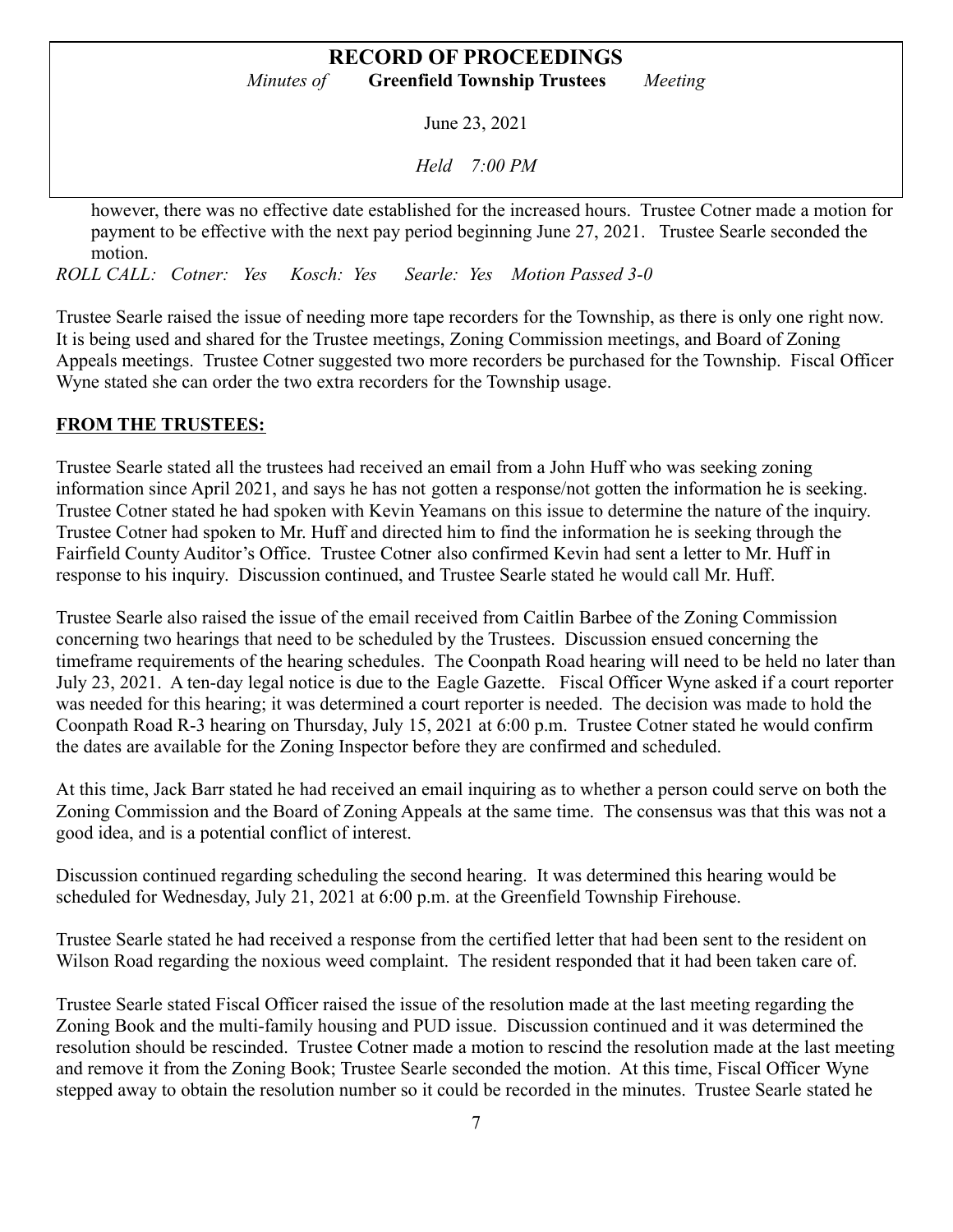however, there was no effective date established for the increased hours. Trustee Cotner made a motion for payment to be effective with the next pay period beginning June 27, 2021. Trustee Searle seconded the motion.

*ROLL CALL: Cotner: Yes Kosch: Yes Searle: Yes Motion Passed 3-0*

Trustee Searle raised the issue of needing more tape recorders for the Township, as there is only one right now. It is being used and shared for the Trustee meetings, Zoning Commission meetings, and Board of Zoning Appeals meetings. Trustee Cotner suggested two more recorders be purchased for the Township. Fiscal Officer Wyne stated she can order the two extra recorders for the Township usage.

**FROM THE TRUSTEES:**

Trustee Searle stated all the trustees had received an email from a John Huff who was seeking zoning information since April 2021, and says he has not gotten a response/not gotten the information he is seeking. Trustee Cotner stated he had spoken with Kevin Yeamans on this issue to determine the nature of the inquiry. Trustee Cotner had spoken to Mr. Huff and directed him to find the information he is seeking through the Fairfield County Auditor's Office. Trustee Cotner also confirmed Kevin had sent a letter to Mr. Huff in response to his inquiry. Discussion continued, and Trustee Searle stated he would call Mr. Huff.

Trustee Searle also raised the issue of the email received from Caitlin Barbee of the Zoning Commission concerning two hearings that need to be scheduled by the Trustees. Discussion ensued concerning the timeframe requirements of the hearing schedules. The Coonpath Road hearing will need to be held no later than July 23, 2021. A ten-day legal notice is due to the Eagle Gazette. Fiscal Officer Wyne asked if a court reporter was needed for this hearing; it was determined a court reporter is needed. The decision was made to hold the Coonpath Road R-3 hearing on Thursday, July 15, 2021 at 6:00 p.m. Trustee Cotner stated he would confirm the dates are available for the Zoning Inspector before they are confirmed and scheduled.

At this time, Jack Barr stated he had received an email inquiring as to whether a person could serve on both the Zoning Commission and the Board of Zoning Appeals at the same time. The consensus was that this was not a good idea, and is a potential conflict of interest.

Discussion continued regarding scheduling the second hearing. It was determined this hearing would be scheduled for Wednesday, July 21, 2021 at 6:00 p.m. at the Greenfield Township Firehouse.

Trustee Searle stated he had received a response from the certified letter that had been sent to the resident on Wilson Road regarding the noxious weed complaint. The resident responded that it had been taken care of.

Trustee Searle stated Fiscal Officer raised the issue of the resolution made at the last meeting regarding the Zoning Book and the multi-family housing and PUD issue. Discussion continued and it was determined the resolution should be rescinded. Trustee Cotner made a motion to rescind the resolution made at the last meeting and remove it from the Zoning Book; Trustee Searle seconded the motion. At this time, Fiscal Officer Wyne stepped away to obtain the resolution number so it could be recorded in the minutes. Trustee Searle stated he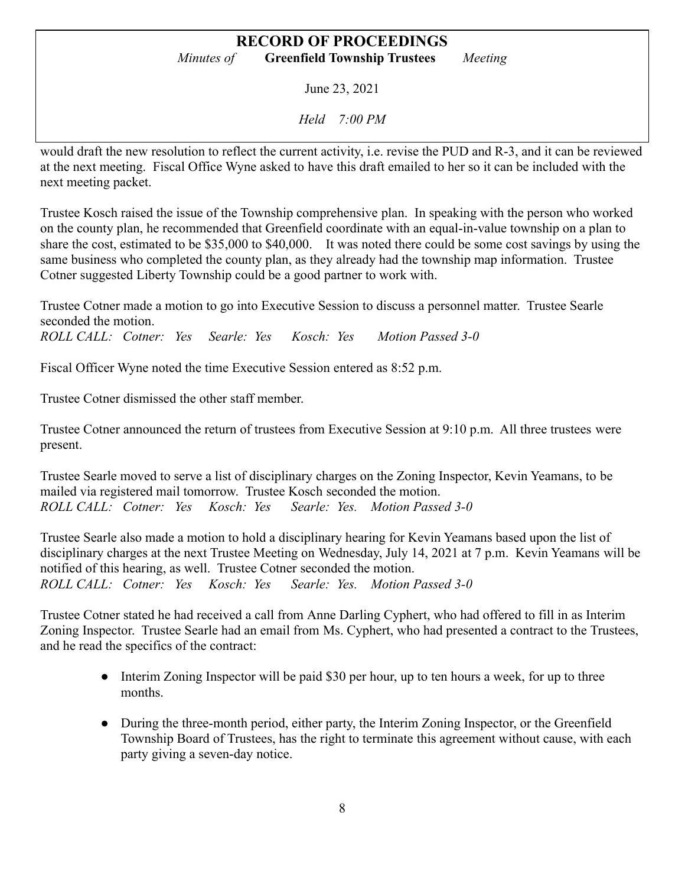would draft the new resolution to reflect the current activity, i.e. revise the PUD and R-3, and it can be reviewed at the next meeting. Fiscal Office Wyne asked to have this draft emailed to her so it can be included with the next meeting packet.

Trustee Kosch raised the issue of the Township comprehensive plan. In speaking with the person who worked on the county plan, he recommended that Greenfield coordinate with an equal-in-value township on a plan to share the cost, estimated to be $35,000 to $40,000. It was noted there could be some cost savings by using the same business who completed the county plan, as they already had the township map information. Trustee Cotner suggested Liberty Township could be a good partner to work with.

Trustee Cotner made a motion to go into Executive Session to discuss a personnel matter. Trustee Searle seconded the motion.
*ROLL CALL: Cotner: Yes Searle: Yes Kosch: Yes Motion Passed 3-0*

Fiscal Officer Wyne noted the time Executive Session entered as 8:52 p.m.

Trustee Cotner dismissed the other staff member.

Trustee Cotner announced the return of trustees from Executive Session at 9:10 p.m. All three trustees were present.

Trustee Searle moved to serve a list of disciplinary charges on the Zoning Inspector, Kevin Yeamans, to be mailed via registered mail tomorrow. Trustee Kosch seconded the motion.
*ROLL CALL: Cotner: Yes Kosch: Yes Searle: Yes. Motion Passed 3-0*

Trustee Searle also made a motion to hold a disciplinary hearing for Kevin Yeamans based upon the list of disciplinary charges at the next Trustee Meeting on Wednesday, July 14, 2021 at 7 p.m. Kevin Yeamans will be notified of this hearing, as well. Trustee Cotner seconded the motion.
*ROLL CALL: Cotner: Yes Kosch: Yes Searle: Yes. Motion Passed 3-0*

Trustee Cotner stated he had received a call from Anne Darling Cyphert, who had offered to fill in as Interim Zoning Inspector. Trustee Searle had an email from Ms. Cyphert, who had presented a contract to the Trustees, and he read the specifics of the contract:

- Interim Zoning Inspector will be paid $30 per hour, up to ten hours a week, for up to three months.
- During the three-month period, either party, the Interim Zoning Inspector, or the Greenfield Township Board of Trustees, has the right to terminate this agreement without cause, with each party giving a seven-day notice.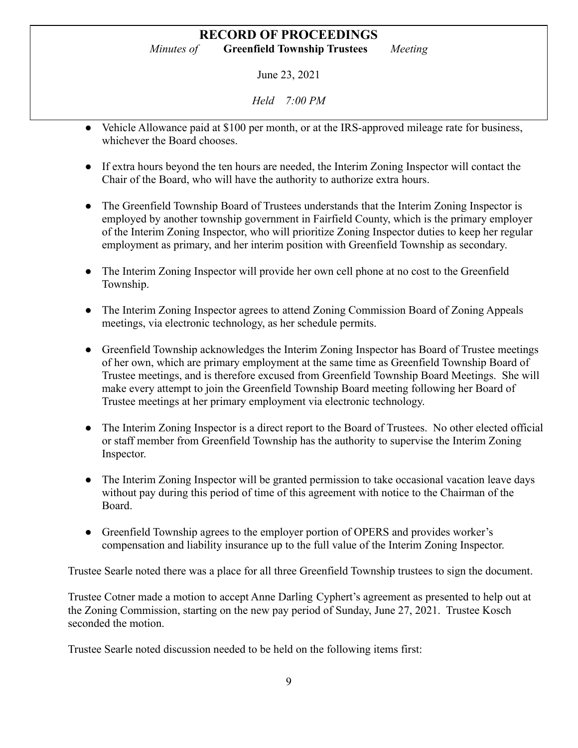- Vehicle Allowance paid at $100 per month, or at the IRS-approved mileage rate for business, whichever the Board chooses.

- If extra hours beyond the ten hours are needed, the Interim Zoning Inspector will contact the Chair of the Board, who will have the authority to authorize extra hours.

- The Greenfield Township Board of Trustees understands that the Interim Zoning Inspector is employed by another township government in Fairfield County, which is the primary employer of the Interim Zoning Inspector, who will prioritize Zoning Inspector duties to keep her regular employment as primary, and her interim position with Greenfield Township as secondary.

- The Interim Zoning Inspector will provide her own cell phone at no cost to the Greenfield Township.

- The Interim Zoning Inspector agrees to attend Zoning Commission Board of Zoning Appeals meetings, via electronic technology, as her schedule permits.

- Greenfield Township acknowledges the Interim Zoning Inspector has Board of Trustee meetings of her own, which are primary employment at the same time as Greenfield Township Board of Trustee meetings, and is therefore excused from Greenfield Township Board Meetings. She will make every attempt to join the Greenfield Township Board meeting following her Board of Trustee meetings at her primary employment via electronic technology.

- The Interim Zoning Inspector is a direct report to the Board of Trustees. No other elected official or staff member from Greenfield Township has the authority to supervise the Interim Zoning Inspector.

- The Interim Zoning Inspector will be granted permission to take occasional vacation leave days without pay during this period of time of this agreement with notice to the Chairman of the Board.

- Greenfield Township agrees to the employer portion of OPERS and provides worker's compensation and liability insurance up to the full value of the Interim Zoning Inspector.

Trustee Searle noted there was a place for all three Greenfield Township trustees to sign the document.

Trustee Cotner made a motion to accept Anne Darling Cyphert's agreement as presented to help out at the Zoning Commission, starting on the new pay period of Sunday, June 27, 2021. Trustee Kosch seconded the motion.

Trustee Searle noted discussion needed to be held on the following items first: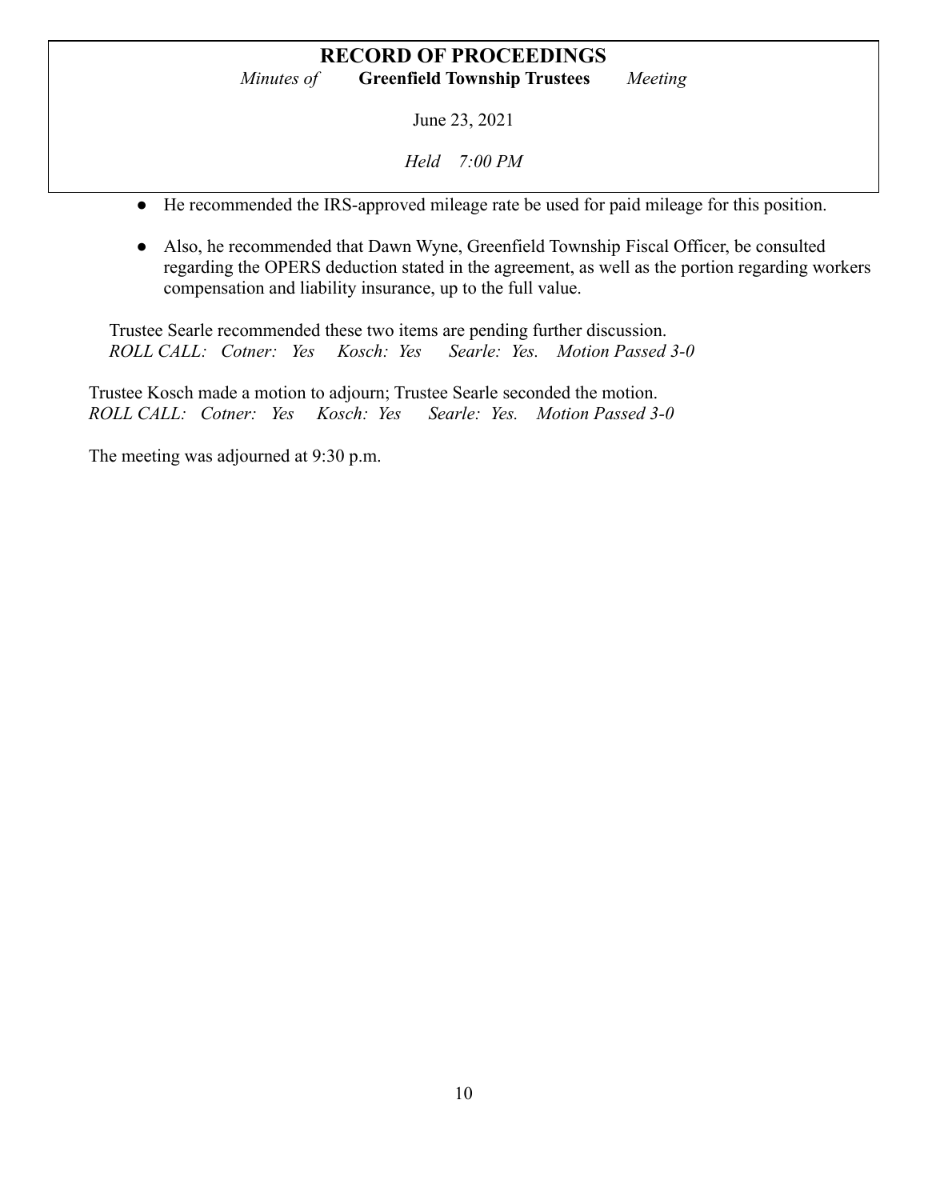- He recommended the IRS-approved mileage rate be used for paid mileage for this position.

- Also, he recommended that Dawn Wyne, Greenfield Township Fiscal Officer, be consulted regarding the OPERS deduction stated in the agreement, as well as the portion regarding workers compensation and liability insurance, up to the full value.

Trustee Searle recommended these two items are pending further discussion.
*ROLL CALL: Cotner: Yes Kosch: Yes Searle: Yes. Motion Passed 3-0*

Trustee Kosch made a motion to adjourn; Trustee Searle seconded the motion.
*ROLL CALL: Cotner: Yes Kosch: Yes Searle: Yes. Motion Passed 3-0*

The meeting was adjourned at 9:30 p.m.